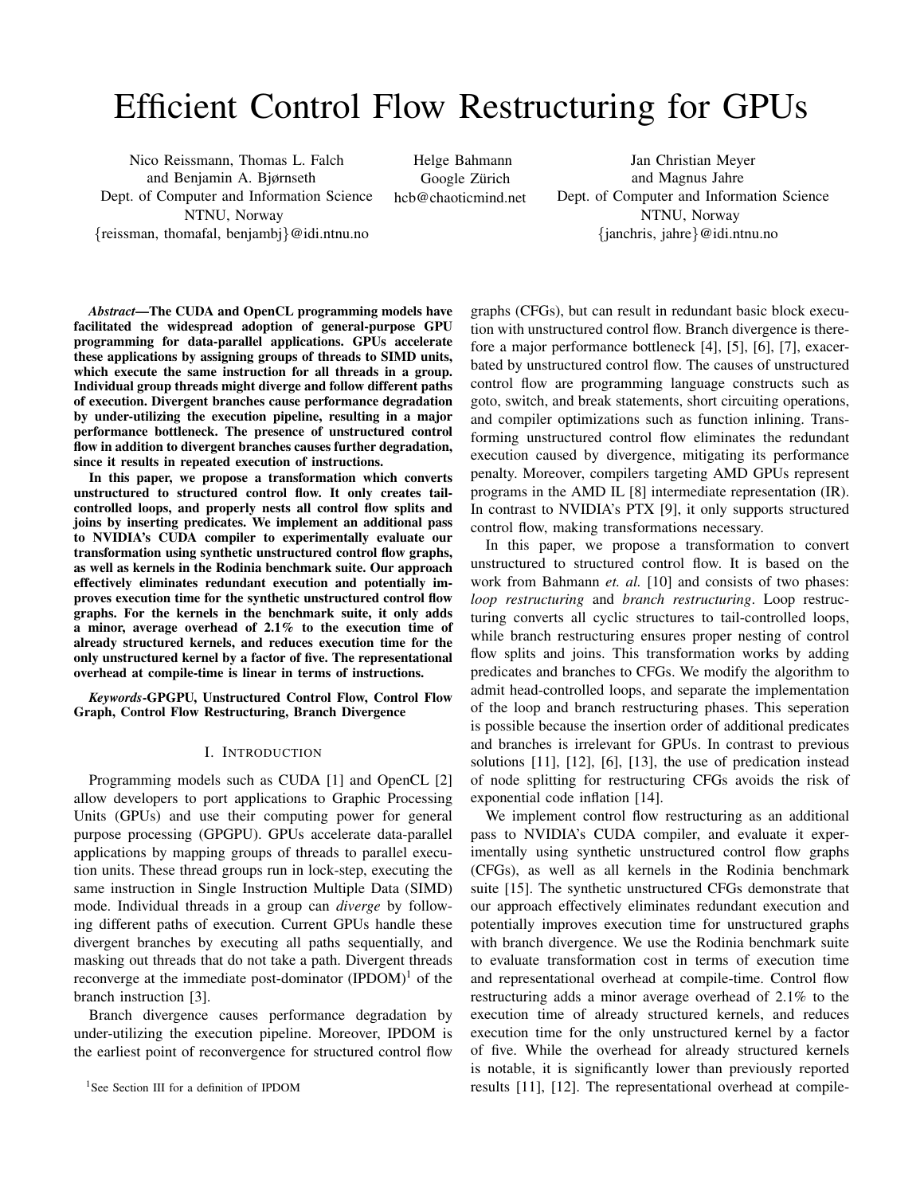# Efficient Control Flow Restructuring for GPUs

Nico Reissmann, Thomas L. Falch and Benjamin A. Bjørnseth
Dept. of Computer and Information Science
NTNU, Norway
{reissman, thomafal, benjambj}@idi.ntnu.no

Helge Bahmann
Google Zürich
hcb@chaoticmind.net

Jan Christian Meyer and Magnus Jahre
Dept. of Computer and Information Science
NTNU, Norway
{janchris, jahre}@idi.ntnu.no

***Abstract*—The CUDA and OpenCL programming models have facilitated the widespread adoption of general-purpose GPU programming for data-parallel applications. GPUs accelerate these applications by assigning groups of threads to SIMD units, which execute the same instruction for all threads in a group. Individual group threads might diverge and follow different paths of execution. Divergent branches cause performance degradation by under-utilizing the execution pipeline, resulting in a major performance bottleneck. The presence of unstructured control flow in addition to divergent branches causes further degradation, since it results in repeated execution of instructions.**

**In this paper, we propose a transformation which converts unstructured to structured control flow. It only creates tail-controlled loops, and properly nests all control flow splits and joins by inserting predicates. We implement an additional pass to NVIDIA's CUDA compiler to experimentally evaluate our transformation using synthetic unstructured control flow graphs, as well as kernels in the Rodinia benchmark suite. Our approach effectively eliminates redundant execution and potentially improves execution time for the synthetic unstructured control flow graphs. For the kernels in the benchmark suite, it only adds a minor, average overhead of 2.1% to the execution time of already structured kernels, and reduces execution time for the only unstructured kernel by a factor of five. The representational overhead at compile-time is linear in terms of instructions.**

***Keywords*-GPGPU, Unstructured Control Flow, Control Flow Graph, Control Flow Restructuring, Branch Divergence**

## I. Introduction

Programming models such as CUDA [1] and OpenCL [2] allow developers to port applications to Graphic Processing Units (GPUs) and use their computing power for general purpose processing (GPGPU). GPUs accelerate data-parallel applications by mapping groups of threads to parallel execution units. These thread groups run in lock-step, executing the same instruction in Single Instruction Multiple Data (SIMD) mode. Individual threads in a group can *diverge* by following different paths of execution. Current GPUs handle these divergent branches by executing all paths sequentially, and masking out threads that do not take a path. Divergent threads reconverge at the immediate post-dominator (IPDOM)[1] of the branch instruction [3].

Branch divergence causes performance degradation by under-utilizing the execution pipeline. Moreover, IPDOM is the earliest point of reconvergence for structured control flow graphs (CFGs), but can result in redundant basic block execution with unstructured control flow. Branch divergence is therefore a major performance bottleneck [4], [5], [6], [7], exacerbated by unstructured control flow. The causes of unstructured control flow are programming language constructs such as goto, switch, and break statements, short circuiting operations, and compiler optimizations such as function inlining. Transforming unstructured control flow eliminates the redundant execution caused by divergence, mitigating its performance penalty. Moreover, compilers targeting AMD GPUs represent programs in the AMD IL [8] intermediate representation (IR). In contrast to NVIDIA's PTX [9], it only supports structured control flow, making transformations necessary.

In this paper, we propose a transformation to convert unstructured to structured control flow. It is based on the work from Bahmann *et. al.* [10] and consists of two phases: *loop restructuring* and *branch restructuring*. Loop restructuring converts all cyclic structures to tail-controlled loops, while branch restructuring ensures proper nesting of control flow splits and joins. This transformation works by adding predicates and branches to CFGs. We modify the algorithm to admit head-controlled loops, and separate the implementation of the loop and branch restructuring phases. This seperation is possible because the insertion order of additional predicates and branches is irrelevant for GPUs. In contrast to previous solutions [11], [12], [6], [13], the use of predication instead of node splitting for restructuring CFGs avoids the risk of exponential code inflation [14].

We implement control flow restructuring as an additional pass to NVIDIA's CUDA compiler, and evaluate it experimentally using synthetic unstructured control flow graphs (CFGs), as well as all kernels in the Rodinia benchmark suite [15]. The synthetic unstructured CFGs demonstrate that our approach effectively eliminates redundant execution and potentially improves execution time for unstructured graphs with branch divergence. We use the Rodinia benchmark suite to evaluate transformation cost in terms of execution time and representational overhead at compile-time. Control flow restructuring adds a minor average overhead of 2.1% to the execution time of already structured kernels, and reduces execution time for the only unstructured kernel by a factor of five. While the overhead for already structured kernels is notable, it is significantly lower than previously reported results [11], [12]. The representational overhead at compile-

[1] See Section III for a definition of IPDOM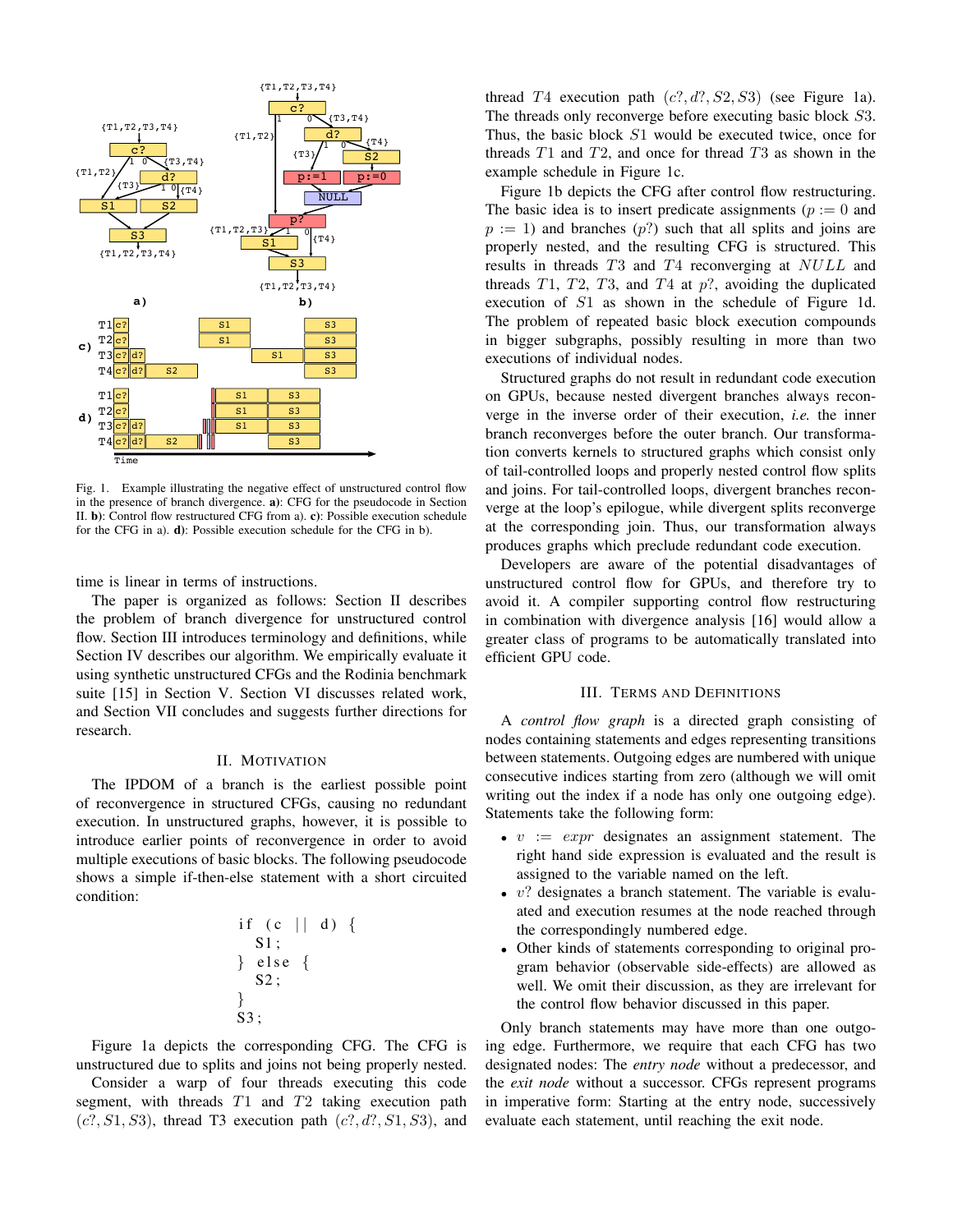{T1,T2,T3,T4}

c?

{T1,T2}

{T3,T4}

{T3}

d?

{T4}

S1

S2

S3

{T1,T2,T3,T4}

a)

{T1,T2,T3,T4}

c?

{T1,T2}

{T3,T4}

d?

{T3}

{T4}

S2

p:=1

p:=0

NULL

p?

{T1,T2,T3}

{T4}

S1

S3

{T1,T2,T3,T4}

b)

c)

T1 c? S1 S3

T2 c? S1 S3

T3 c? d? S1 S3

T4 c? d? S2 S3

d)

T1 c? S1 S3

T2 c? S1 S3

T3 c? d? S1 S3

T4 c? d? S2 S3

Time

Fig. 1. Example illustrating the negative effect of unstructured control flow in the presence of branch divergence. **a)**: CFG for the pseudocode in Section II. **b)**: Control flow restructured CFG from a). **c)**: Possible execution schedule for the CFG in a). **d)**: Possible execution schedule for the CFG in b).

time is linear in terms of instructions.

The paper is organized as follows: Section II describes the problem of branch divergence for unstructured control flow. Section III introduces terminology and definitions, while Section IV describes our algorithm. We empirically evaluate it using synthetic unstructured CFGs and the Rodinia benchmark suite [15] in Section V. Section VI discusses related work, and Section VII concludes and suggests further directions for research.

## II. Motivation

The IPDOM of a branch is the earliest possible point of reconvergence in structured CFGs, causing no redundant execution. In unstructured graphs, however, it is possible to introduce earlier points of reconvergence in order to avoid multiple executions of basic blocks. The following pseudocode shows a simple if-then-else statement with a short circuited condition:

```
if (c || d) {
  S1;
} else {
  S2;
}
S3;
```

Figure 1a depicts the corresponding CFG. The CFG is unstructured due to splits and joins not being properly nested.

Consider a warp of four threads executing this code segment, with threads $T1$ and $T2$ taking execution path $(c?, S1, S3)$, thread T3 execution path $(c?, d?, S1, S3)$, and thread $T4$ execution path $(c?, d?, S2, S3)$ (see Figure 1a). The threads only reconverge before executing basic block $S3$. Thus, the basic block $S1$ would be executed twice, once for threads $T1$ and $T2$, and once for thread $T3$ as shown in the example schedule in Figure 1c.

Figure 1b depicts the CFG after control flow restructuring. The basic idea is to insert predicate assignments ($p := 0$ and $p := 1$) and branches ($p?$) such that all splits and joins are properly nested, and the resulting CFG is structured. This results in threads $T3$ and $T4$ reconverging at $NULL$ and threads $T1$, $T2$, $T3$, and $T4$ at $p?$, avoiding the duplicated execution of $S1$ as shown in the schedule of Figure 1d. The problem of repeated basic block execution compounds in bigger subgraphs, possibly resulting in more than two executions of individual nodes.

Structured graphs do not result in redundant code execution on GPUs, because nested divergent branches always reconverge in the inverse order of their execution, *i.e.* the inner branch reconverges before the outer branch. Our transformation converts kernels to structured graphs which consist only of tail-controlled loops and properly nested control flow splits and joins. For tail-controlled loops, divergent branches reconverge at the loop's epilogue, while divergent splits reconverge at the corresponding join. Thus, our transformation always produces graphs which preclude redundant code execution.

Developers are aware of the potential disadvantages of unstructured control flow for GPUs, and therefore try to avoid it. A compiler supporting control flow restructuring in combination with divergence analysis [16] would allow a greater class of programs to be automatically translated into efficient GPU code.

## III. Terms and Definitions

A *control flow graph* is a directed graph consisting of nodes containing statements and edges representing transitions between statements. Outgoing edges are numbered with unique consecutive indices starting from zero (although we will omit writing out the index if a node has only one outgoing edge). Statements take the following form:

- $v := expr$ designates an assignment statement. The right hand side expression is evaluated and the result is assigned to the variable named on the left.
- $v?$ designates a branch statement. The variable is evaluated and execution resumes at the node reached through the correspondingly numbered edge.
- Other kinds of statements corresponding to original program behavior (observable side-effects) are allowed as well. We omit their discussion, as they are irrelevant for the control flow behavior discussed in this paper.

Only branch statements may have more than one outgoing edge. Furthermore, we require that each CFG has two designated nodes: The *entry node* without a predecessor, and the *exit node* without a successor. CFGs represent programs in imperative form: Starting at the entry node, successively evaluate each statement, until reaching the exit node.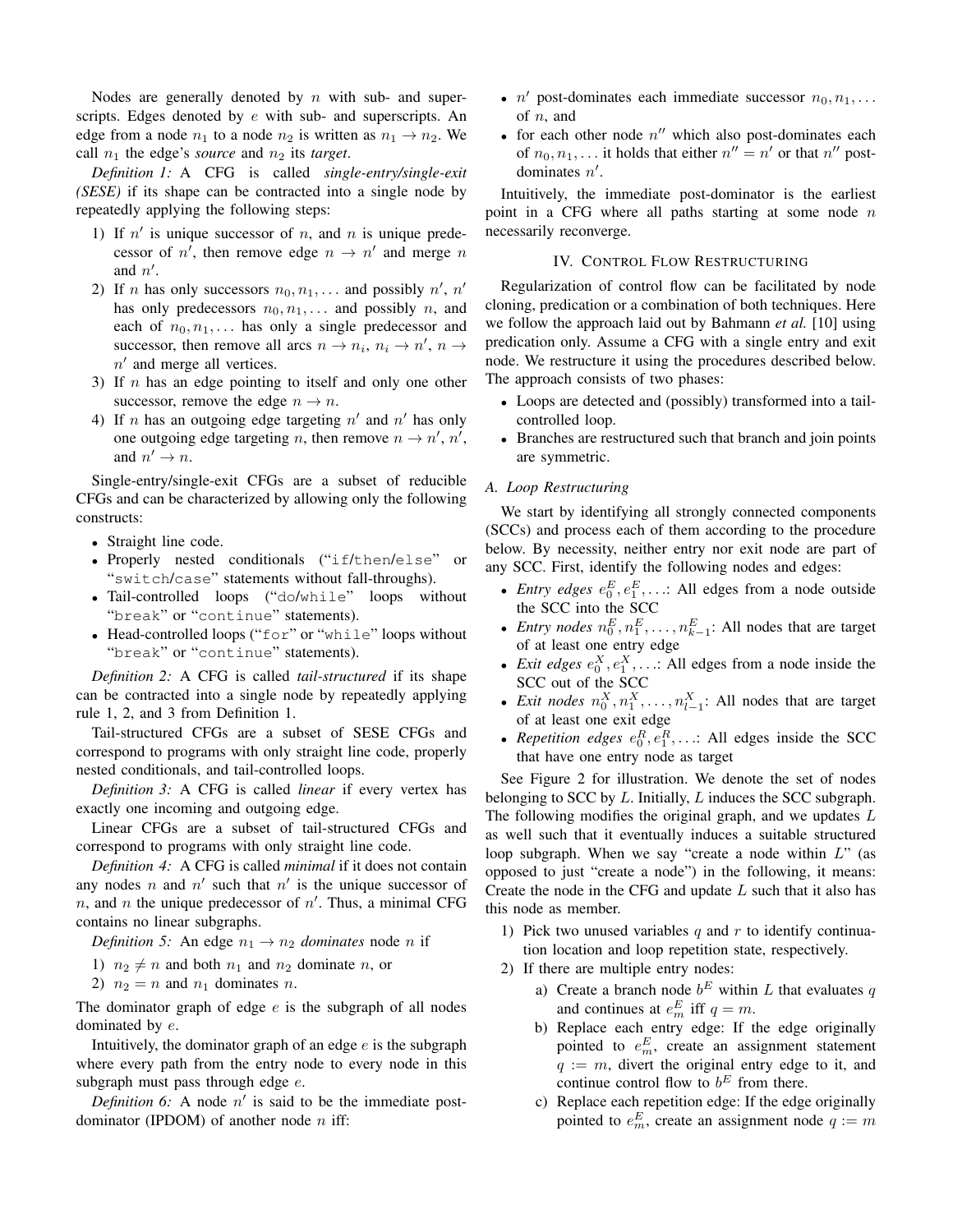Nodes are generally denoted by $n$ with sub- and superscripts. Edges denoted by $e$ with sub- and superscripts. An edge from a node $n_1$ to a node $n_2$ is written as $n_1 \to n_2$. We call $n_1$ the edge's *source* and $n_2$ its *target*.

*Definition 1:* A CFG is called *single-entry/single-exit (SESE)* if its shape can be contracted into a single node by repeatedly applying the following steps:

1) If $n'$ is unique successor of $n$, and $n$ is unique predecessor of $n'$, then remove edge $n \to n'$ and merge $n$ and $n'$.
2) If $n$ has only successors $n_0, n_1, \ldots$ and possibly $n'$, $n'$ has only predecessors $n_0, n_1, \ldots$ and possibly $n$, and each of $n_0, n_1, \ldots$ has only a single predecessor and successor, then remove all arcs $n \to n_i$, $n_i \to n'$, $n \to n'$ and merge all vertices.
3) If $n$ has an edge pointing to itself and only one other successor, remove the edge $n \to n$.
4) If $n$ has an outgoing edge targeting $n'$ and $n'$ has only one outgoing edge targeting $n$, then remove $n \to n'$, $n'$, and $n' \to n$.

Single-entry/single-exit CFGs are a subset of reducible CFGs and can be characterized by allowing only the following constructs:

- Straight line code.
- Properly nested conditionals ("`if`/`then`/`else`" or "`switch`/`case`" statements without fall-throughs).
- Tail-controlled loops ("`do`/`while`" loops without "`break`" or "`continue`" statements).
- Head-controlled loops ("`for`" or "`while`" loops without "`break`" or "`continue`" statements).

*Definition 2:* A CFG is called *tail-structured* if its shape can be contracted into a single node by repeatedly applying rule 1, 2, and 3 from Definition 1.

Tail-structured CFGs are a subset of SESE CFGs and correspond to programs with only straight line code, properly nested conditionals, and tail-controlled loops.

*Definition 3:* A CFG is called *linear* if every vertex has exactly one incoming and outgoing edge.

Linear CFGs are a subset of tail-structured CFGs and correspond to programs with only straight line code.

*Definition 4:* A CFG is called *minimal* if it does not contain any nodes $n$ and $n'$ such that $n'$ is the unique successor of $n$, and $n$ the unique predecessor of $n'$. Thus, a minimal CFG contains no linear subgraphs.

*Definition 5:* An edge $n_1 \to n_2$ *dominates* node $n$ if

1) $n_2 \neq n$ and both $n_1$ and $n_2$ dominate $n$, or
2) $n_2 = n$ and $n_1$ dominates $n$.

The dominator graph of edge $e$ is the subgraph of all nodes dominated by $e$.

Intuitively, the dominator graph of an edge $e$ is the subgraph where every path from the entry node to every node in this subgraph must pass through edge $e$.

*Definition 6:* A node $n'$ is said to be the immediate post-dominator (IPDOM) of another node $n$ iff:

- $n'$ post-dominates each immediate successor $n_0, n_1, \ldots$ of $n$, and
- for each other node $n''$ which also post-dominates each of $n_0, n_1, \ldots$ it holds that either $n'' = n'$ or that $n''$ post-dominates $n'$.

Intuitively, the immediate post-dominator is the earliest point in a CFG where all paths starting at some node $n$ necessarily reconverge.

## IV. Control Flow Restructuring

Regularization of control flow can be facilitated by node cloning, predication or a combination of both techniques. Here we follow the approach laid out by Bahmann *et al.* [10] using predication only. Assume a CFG with a single entry and exit node. We restructure it using the procedures described below. The approach consists of two phases:

- Loops are detected and (possibly) transformed into a tail-controlled loop.
- Branches are restructured such that branch and join points are symmetric.

### A. Loop Restructuring

We start by identifying all strongly connected components (SCCs) and process each of them according to the procedure below. By necessity, neither entry nor exit node are part of any SCC. First, identify the following nodes and edges:

- *Entry edges* $e^E_0, e^E_1, \ldots$: All edges from a node outside the SCC into the SCC
- *Entry nodes* $n^E_0, n^E_1, \ldots, n^E_{k-1}$: All nodes that are target of at least one entry edge
- *Exit edges* $e^X_0, e^X_1, \ldots$: All edges from a node inside the SCC out of the SCC
- *Exit nodes* $n^X_0, n^X_1, \ldots, n^X_{l-1}$: All nodes that are target of at least one exit edge
- *Repetition edges* $e^R_0, e^R_1, \ldots$: All edges inside the SCC that have one entry node as target

See Figure 2 for illustration. We denote the set of nodes belonging to SCC by $L$. Initially, $L$ induces the SCC subgraph. The following modifies the original graph, and we updates $L$ as well such that it eventually induces a suitable structured loop subgraph. When we say "create a node within $L$" (as opposed to just "create a node") in the following, it means: Create the node in the CFG and update $L$ such that it also has this node as member.

1) Pick two unused variables $q$ and $r$ to identify continuation location and loop repetition state, respectively.
2) If there are multiple entry nodes:
   a) Create a branch node $b^E$ within $L$ that evaluates $q$ and continues at $e^E_m$ iff $q = m$.
   b) Replace each entry edge: If the edge originally pointed to $e^E_m$, create an assignment statement $q := m$, divert the original entry edge to it, and continue control flow to $b^E$ from there.
   c) Replace each repetition edge: If the edge originally pointed to $e^E_m$, create an assignment node $q := m$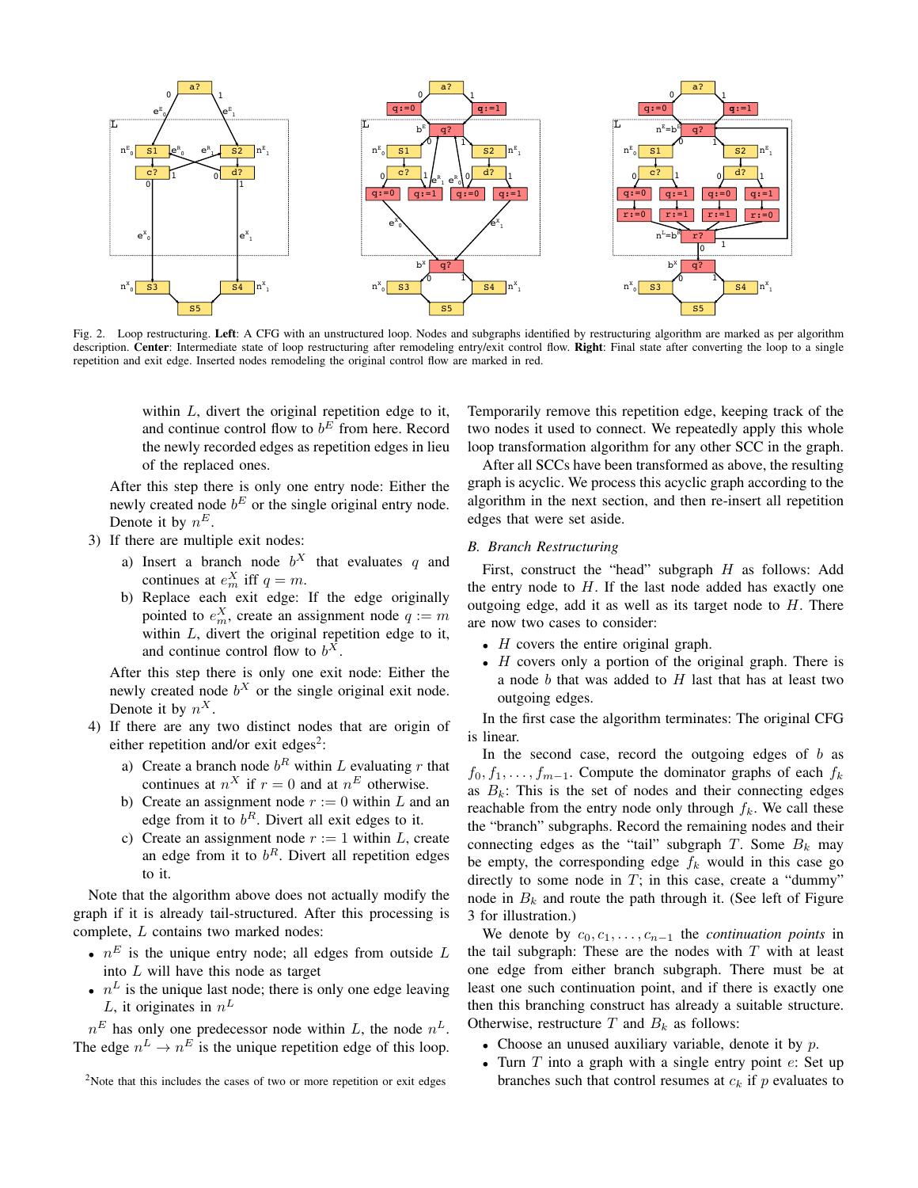a? 0 1 $e^E_0$ $e^E_1$ L $n^E_0$ S1 $e^R_0$ $e^R_1$ S2 $n^E_1$ c? d? 0 1 0 1 $e^X_0$ $e^X_1$ $n^X_0$ S3 S4 $n^X_1$ S5

a? 0 1 q:=0 q:=1 L $b^E$ q? 0 1 $n^E_0$ S1 S2 $n^E_1$ c? d? 0 1 $e^R_1$ $e^R_0$ 0 1 q:=0 q:=1 q:=0 q:=1 $e^X_0$ $e^X_1$ $b^X$ q? 0 1 $n^X_0$ S3 S4 $n^X_1$ S5

a? 0 1 q:=0 q:=1 L $n^E$=$b^E$ q? 0 1 $n^E_0$ S1 S2 $n^E_1$ c? d? 0 1 0 1 q:=0 q:=1 q:=0 q:=1 r:=0 r:=1 r:=1 r:=0 $n^L$=$b^R$ r? 0 1 $b^X$ q? 0 1 $n^X_0$ S3 S4 $n^X_1$ S5

Fig. 2. Loop restructuring. **Left**: A CFG with an unstructured loop. Nodes and subgraphs identified by restructuring algorithm are marked as per algorithm description. **Center**: Intermediate state of loop restructuring after remodeling entry/exit control flow. **Right**: Final state after converting the loop to a single repetition and exit edge. Inserted nodes remodeling the original control flow are marked in red.

within $L$, divert the original repetition edge to it, and continue control flow to $b^E$ from here. Record the newly recorded edges as repetition edges in lieu of the replaced ones.

After this step there is only one entry node: Either the newly created node $b^E$ or the single original entry node. Denote it by $n^E$.

3) If there are multiple exit nodes:
   a) Insert a branch node $b^X$ that evaluates $q$ and continues at $e^X_m$ iff $q = m$.
   b) Replace each exit edge: If the edge originally pointed to $e^X_m$, create an assignment node $q := m$ within $L$, divert the original repetition edge to it, and continue control flow to $b^X$.

   After this step there is only one exit node: Either the newly created node $b^X$ or the single original exit node. Denote it by $n^X$.
4) If there are any two distinct nodes that are origin of either repetition and/or exit edges[2]:
   a) Create a branch node $b^R$ within $L$ evaluating $r$ that continues at $n^X$ if $r = 0$ and at $n^E$ otherwise.
   b) Create an assignment node $r := 0$ within $L$ and an edge from it to $b^R$. Divert all exit edges to it.
   c) Create an assignment node $r := 1$ within $L$, create an edge from it to $b^R$. Divert all repetition edges to it.

Note that the algorithm above does not actually modify the graph if it is already tail-structured. After this processing is complete, $L$ contains two marked nodes:

- $n^E$ is the unique entry node; all edges from outside $L$ into $L$ will have this node as target
- $n^L$ is the unique last node; there is only one edge leaving $L$, it originates in $n^L$

$n^E$ has only one predecessor node within $L$, the node $n^L$. The edge $n^L \to n^E$ is the unique repetition edge of this loop. Temporarily remove this repetition edge, keeping track of the two nodes it used to connect. We repeatedly apply this whole loop transformation algorithm for any other SCC in the graph.

After all SCCs have been transformed as above, the resulting graph is acyclic. We process this acyclic graph according to the algorithm in the next section, and then re-insert all repetition edges that were set aside.

### B. Branch Restructuring

First, construct the "head" subgraph $H$ as follows: Add the entry node to $H$. If the last node added has exactly one outgoing edge, add it as well as its target node to $H$. There are now two cases to consider:

- $H$ covers the entire original graph.
- $H$ covers only a portion of the original graph. There is a node $b$ that was added to $H$ last that has at least two outgoing edges.

In the first case the algorithm terminates: The original CFG is linear.

In the second case, record the outgoing edges of $b$ as $f_0, f_1, \ldots, f_{m-1}$. Compute the dominator graphs of each $f_k$ as $B_k$: This is the set of nodes and their connecting edges reachable from the entry node only through $f_k$. We call these the "branch" subgraphs. Record the remaining nodes and their connecting edges as the "tail" subgraph $T$. Some $B_k$ may be empty, the corresponding edge $f_k$ would in this case go directly to some node in $T$; in this case, create a "dummy" node in $B_k$ and route the path through it. (See left of Figure 3 for illustration.)

We denote by $c_0, c_1, \ldots, c_{n-1}$ the *continuation points* in the tail subgraph: These are the nodes with $T$ with at least one edge from either branch subgraph. There must be at least one such continuation point, and if there is exactly one then this branching construct has already a suitable structure. Otherwise, restructure $T$ and $B_k$ as follows:

- Choose an unused auxiliary variable, denote it by $p$.
- Turn $T$ into a graph with a single entry point $e$: Set up branches such that control resumes at $c_k$ if $p$ evaluates to

[2]Note that this includes the cases of two or more repetition or exit edges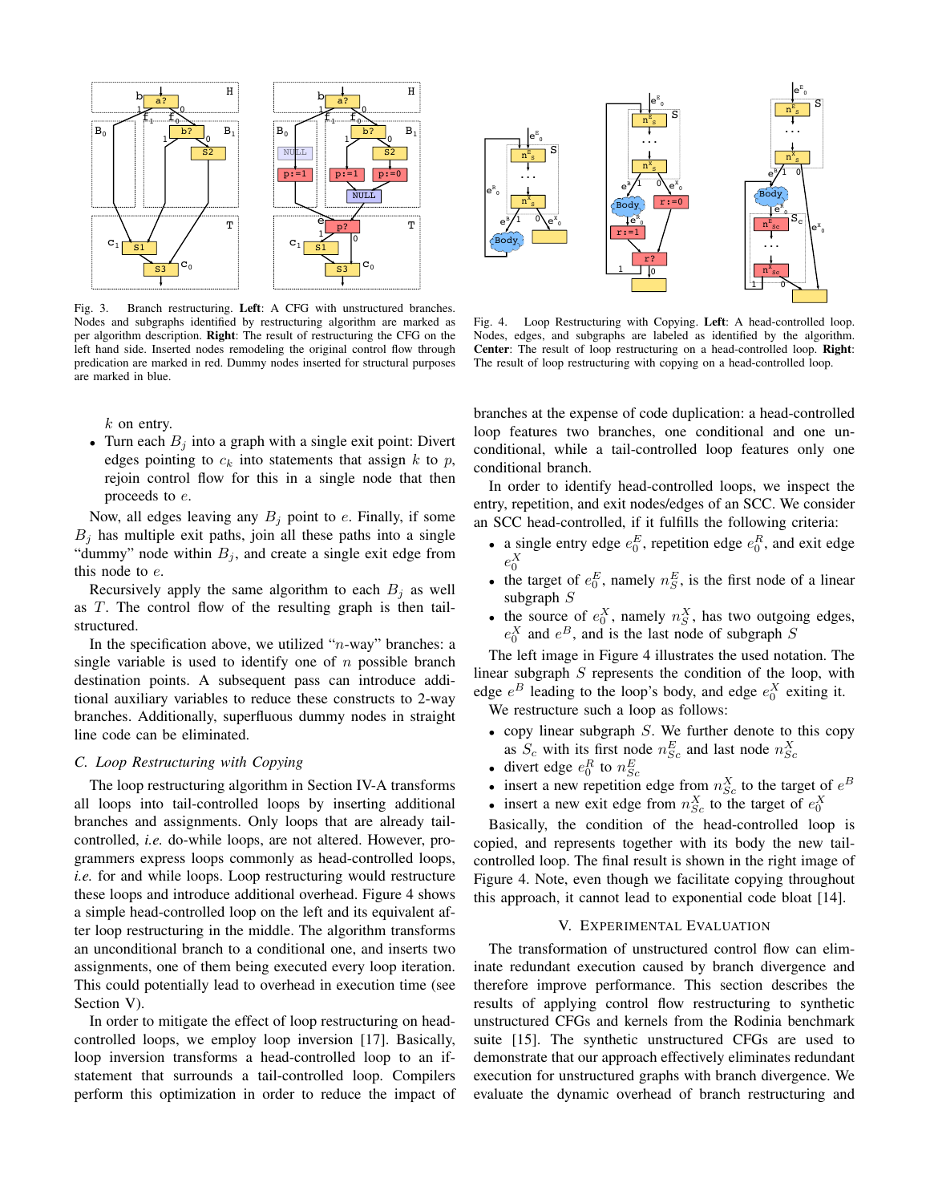a? b f1 f0 H
B0 b? B1
1 0
1 0 S2
T
c1 S1
S3 c0

a? b f1 f0 H
B0 b? B1
NULL 1 0 S2
p:=1 p:=1 p:=0
NULL
e p? T
1 0
c1 S1
S3 c0

Fig. 3. Branch restructuring. **Left**: A CFG with unstructured branches. Nodes and subgraphs identified by restructuring algorithm are marked as per algorithm description. **Right**: The result of restructuring the CFG on the left hand side. Inserted nodes remodeling the original control flow through predication are marked in red. Dummy nodes inserted for structural purposes are marked in blue.

Fig. 4. Loop Restructuring with Copying. **Left**: A head-controlled loop. Nodes, edges, and subgraphs are labeled as identified by the algorithm. **Center**: The result of loop restructuring on a head-controlled loop. **Right**: The result of loop restructuring with copying on a head-controlled loop.

$k$ on entry.

- Turn each $B_j$ into a graph with a single exit point: Divert edges pointing to $c_k$ into statements that assign $k$ to $p$, rejoin control flow for this in a single node that then proceeds to $e$.

Now, all edges leaving any $B_j$ point to $e$. Finally, if some $B_j$ has multiple exit paths, join all these paths into a single "dummy" node within $B_j$, and create a single exit edge from this node to $e$.

Recursively apply the same algorithm to each $B_j$ as well as $T$. The control flow of the resulting graph is then tail-structured.

In the specification above, we utilized "$n$-way" branches: a single variable is used to identify one of $n$ possible branch destination points. A subsequent pass can introduce additional auxiliary variables to reduce these constructs to 2-way branches. Additionally, superfluous dummy nodes in straight line code can be eliminated.

### C. Loop Restructuring with Copying

The loop restructuring algorithm in Section IV-A transforms all loops into tail-controlled loops by inserting additional branches and assignments. Only loops that are already tail-controlled, *i.e.* do-while loops, are not altered. However, programmers express loops commonly as head-controlled loops, *i.e.* for and while loops. Loop restructuring would restructure these loops and introduce additional overhead. Figure 4 shows a simple head-controlled loop on the left and its equivalent after loop restructuring in the middle. The algorithm transforms an unconditional branch to a conditional one, and inserts two assignments, one of them being executed every loop iteration. This could potentially lead to overhead in execution time (see Section V).

In order to mitigate the effect of loop restructuring on head-controlled loops, we employ loop inversion [17]. Basically, loop inversion transforms a head-controlled loop to an if-statement that surrounds a tail-controlled loop. Compilers perform this optimization in order to reduce the impact of branches at the expense of code duplication: a head-controlled loop features two branches, one conditional and one unconditional, while a tail-controlled loop features only one conditional branch.

In order to identify head-controlled loops, we inspect the entry, repetition, and exit nodes/edges of an SCC. We consider an SCC head-controlled, if it fulfills the following criteria:

- a single entry edge $e_0^E$, repetition edge $e_0^R$, and exit edge $e_0^X$
- the target of $e_0^E$, namely $n_S^E$, is the first node of a linear subgraph $S$
- the source of $e_0^X$, namely $n_S^X$, has two outgoing edges, $e_0^X$ and $e^B$, and is the last node of subgraph $S$

The left image in Figure 4 illustrates the used notation. The linear subgraph $S$ represents the condition of the loop, with edge $e^B$ leading to the loop's body, and edge $e_0^X$ exiting it.

We restructure such a loop as follows:

- copy linear subgraph $S$. We further denote to this copy as $S_c$ with its first node $n_{Sc}^E$ and last node $n_{Sc}^X$
- divert edge $e_0^R$ to $n_{Sc}^E$
- insert a new repetition edge from $n_{Sc}^X$ to the target of $e^B$
- insert a new exit edge from $n_{Sc}^X$ to the target of $e_0^X$

Basically, the condition of the head-controlled loop is copied, and represents together with its body the new tail-controlled loop. The final result is shown in the right image of Figure 4. Note, even though we facilitate copying throughout this approach, it cannot lead to exponential code bloat [14].

## V. Experimental Evaluation

The transformation of unstructured control flow can eliminate redundant execution caused by branch divergence and therefore improve performance. This section describes the results of applying control flow restructuring to synthetic unstructured CFGs and kernels from the Rodinia benchmark suite [15]. The synthetic unstructured CFGs are used to demonstrate that our approach effectively eliminates redundant execution for unstructured graphs with branch divergence. We evaluate the dynamic overhead of branch restructuring and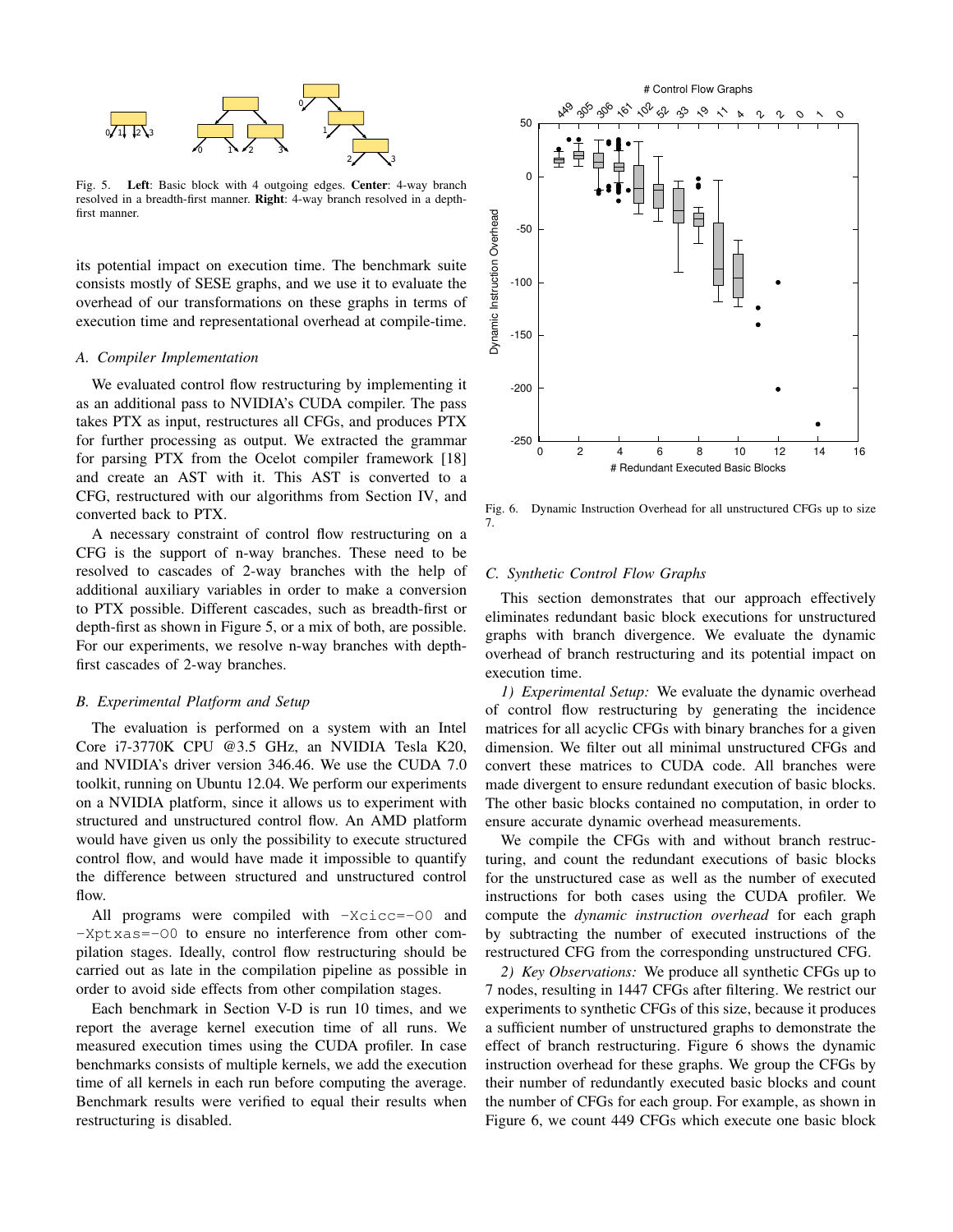0 1 2 3

0 1 2 3

0 1 2 3

Fig. 5. **Left**: Basic block with 4 outgoing edges. **Center**: 4-way branch resolved in a breadth-first manner. **Right**: 4-way branch resolved in a depth-first manner.

its potential impact on execution time. The benchmark suite consists mostly of SESE graphs, and we use it to evaluate the overhead of our transformations on these graphs in terms of execution time and representational overhead at compile-time.

### *A. Compiler Implementation*

We evaluated control flow restructuring by implementing it as an additional pass to NVIDIA's CUDA compiler. The pass takes PTX as input, restructures all CFGs, and produces PTX for further processing as output. We extracted the grammar for parsing PTX from the Ocelot compiler framework [18] and create an AST with it. This AST is converted to a CFG, restructured with our algorithms from Section IV, and converted back to PTX.

A necessary constraint of control flow restructuring on a CFG is the support of n-way branches. These need to be resolved to cascades of 2-way branches with the help of additional auxiliary variables in order to make a conversion to PTX possible. Different cascades, such as breadth-first or depth-first as shown in Figure 5, or a mix of both, are possible. For our experiments, we resolve n-way branches with depth-first cascades of 2-way branches.

### *B. Experimental Platform and Setup*

The evaluation is performed on a system with an Intel Core i7-3770K CPU @3.5 GHz, an NVIDIA Tesla K20, and NVIDIA's driver version 346.46. We use the CUDA 7.0 toolkit, running on Ubuntu 12.04. We perform our experiments on a NVIDIA platform, since it allows us to experiment with structured and unstructured control flow. An AMD platform would have given us only the possibility to execute structured control flow, and would have made it impossible to quantify the difference between structured and unstructured control flow.

All programs were compiled with `-Xcicc=-O0` and `-Xptxas=-O0` to ensure no interference from other compilation stages. Ideally, control flow restructuring should be carried out as late in the compilation pipeline as possible in order to avoid side effects from other compilation stages.

Each benchmark in Section V-D is run 10 times, and we report the average kernel execution time of all runs. We measured execution times using the CUDA profiler. In case benchmarks consists of multiple kernels, we add the execution time of all kernels in each run before computing the average. Benchmark results were verified to equal their results when restructuring is disabled.

\# Control Flow Graphs

449 305 306 161 102 52 33 19 11 4 2 2 0 1 0

Dynamic Instruction Overhead

50
0
-50
-100
-150
-200
-250

0 2 4 6 8 10 12 14 16

\# Redundant Executed Basic Blocks

Fig. 6. Dynamic Instruction Overhead for all unstructured CFGs up to size 7.

### *C. Synthetic Control Flow Graphs*

This section demonstrates that our approach effectively eliminates redundant basic block executions for unstructured graphs with branch divergence. We evaluate the dynamic overhead of branch restructuring and its potential impact on execution time.

*1) Experimental Setup:* We evaluate the dynamic overhead of control flow restructuring by generating the incidence matrices for all acyclic CFGs with binary branches for a given dimension. We filter out all minimal unstructured CFGs and convert these matrices to CUDA code. All branches were made divergent to ensure redundant execution of basic blocks. The other basic blocks contained no computation, in order to ensure accurate dynamic overhead measurements.

We compile the CFGs with and without branch restructuring, and count the redundant executions of basic blocks for the unstructured case as well as the number of executed instructions for both cases using the CUDA profiler. We compute the *dynamic instruction overhead* for each graph by subtracting the number of executed instructions of the restructured CFG from the corresponding unstructured CFG.

*2) Key Observations:* We produce all synthetic CFGs up to 7 nodes, resulting in 1447 CFGs after filtering. We restrict our experiments to synthetic CFGs of this size, because it produces a sufficient number of unstructured graphs to demonstrate the effect of branch restructuring. Figure 6 shows the dynamic instruction overhead for these graphs. We group the CFGs by their number of redundantly executed basic blocks and count the number of CFGs for each group. For example, as shown in Figure 6, we count 449 CFGs which execute one basic block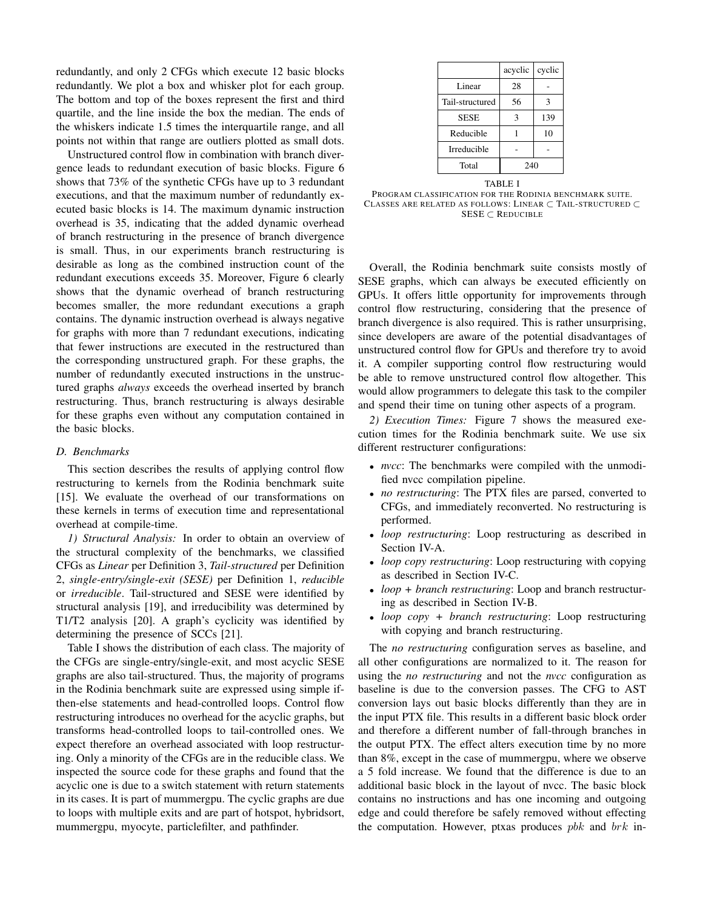redundantly, and only 2 CFGs which execute 12 basic blocks redundantly. We plot a box and whisker plot for each group. The bottom and top of the boxes represent the first and third quartile, and the line inside the box the median. The ends of the whiskers indicate 1.5 times the interquartile range, and all points not within that range are outliers plotted as small dots.

Unstructured control flow in combination with branch divergence leads to redundant execution of basic blocks. Figure 6 shows that 73% of the synthetic CFGs have up to 3 redundant executions, and that the maximum number of redundantly executed basic blocks is 14. The maximum dynamic instruction overhead is 35, indicating that the added dynamic overhead of branch restructuring in the presence of branch divergence is small. Thus, in our experiments branch restructuring is desirable as long as the combined instruction count of the redundant executions exceeds 35. Moreover, Figure 6 clearly shows that the dynamic overhead of branch restructuring becomes smaller, the more redundant executions a graph contains. The dynamic instruction overhead is always negative for graphs with more than 7 redundant executions, indicating that fewer instructions are executed in the restructured than the corresponding unstructured graph. For these graphs, the number of redundantly executed instructions in the unstructured graphs *always* exceeds the overhead inserted by branch restructuring. Thus, branch restructuring is always desirable for these graphs even without any computation contained in the basic blocks.

### *D. Benchmarks*

This section describes the results of applying control flow restructuring to kernels from the Rodinia benchmark suite [15]. We evaluate the overhead of our transformations on these kernels in terms of execution time and representational overhead at compile-time.

*1) Structural Analysis:* In order to obtain an overview of the structural complexity of the benchmarks, we classified CFGs as *Linear* per Definition 3, *Tail-structured* per Definition 2, *single-entry/single-exit (SESE)* per Definition 1, *reducible* or *irreducible*. Tail-structured and SESE were identified by structural analysis [19], and irreducibility was determined by T1/T2 analysis [20]. A graph's cyclicity was identified by determining the presence of SCCs [21].

Table I shows the distribution of each class. The majority of the CFGs are single-entry/single-exit, and most acyclic SESE graphs are also tail-structured. Thus, the majority of programs in the Rodinia benchmark suite are expressed using simple if-then-else statements and head-controlled loops. Control flow restructuring introduces no overhead for the acyclic graphs, but transforms head-controlled loops to tail-controlled ones. We expect therefore an overhead associated with loop restructuring. Only a minority of the CFGs are in the reducible class. We inspected the source code for these graphs and found that the acyclic one is due to a switch statement with return statements in its cases. It is part of mummergpu. The cyclic graphs are due to loops with multiple exits and are part of hotspot, hybridsort, mummergpu, myocyte, particlefilter, and pathfinder.

| | acyclic | cyclic |
|---|---|---|
| Linear | 28 | - |
| Tail-structured | 56 | 3 |
| SESE | 3 | 139 |
| Reducible | 1 | 10 |
| Irreducible | - | - |
| Total | 240 | |

TABLE I
PROGRAM CLASSIFICATION FOR THE RODINIA BENCHMARK SUITE. CLASSES ARE RELATED AS FOLLOWS: LINEAR $\subset$ TAIL-STRUCTURED $\subset$ SESE $\subset$ REDUCIBLE

Overall, the Rodinia benchmark suite consists mostly of SESE graphs, which can always be executed efficiently on GPUs. It offers little opportunity for improvements through control flow restructuring, considering that the presence of branch divergence is also required. This is rather unsurprising, since developers are aware of the potential disadvantages of unstructured control flow for GPUs and therefore try to avoid it. A compiler supporting control flow restructuring would be able to remove unstructured control flow altogether. This would allow programmers to delegate this task to the compiler and spend their time on tuning other aspects of a program.

*2) Execution Times:* Figure 7 shows the measured execution times for the Rodinia benchmark suite. We use six different restructurer configurations:

- *nvcc*: The benchmarks were compiled with the unmodified nvcc compilation pipeline.
- *no restructuring*: The PTX files are parsed, converted to CFGs, and immediately reconverted. No restructuring is performed.
- *loop restructuring*: Loop restructuring as described in Section IV-A.
- *loop copy restructuring*: Loop restructuring with copying as described in Section IV-C.
- *loop + branch restructuring*: Loop and branch restructuring as described in Section IV-B.
- *loop copy + branch restructuring*: Loop restructuring with copying and branch restructuring.

The *no restructuring* configuration serves as baseline, and all other configurations are normalized to it. The reason for using the *no restructuring* and not the *nvcc* configuration as baseline is due to the conversion passes. The CFG to AST conversion lays out basic blocks differently than they are in the input PTX file. This results in a different basic block order and therefore a different number of fall-through branches in the output PTX. The effect alters execution time by no more than 8%, except in the case of mummergpu, where we observe a 5 fold increase. We found that the difference is due to an additional basic block in the layout of nvcc. The basic block contains no instructions and has one incoming and outgoing edge and could therefore be safely removed without effecting the computation. However, ptxas produces $pbk$ and $brk$ in-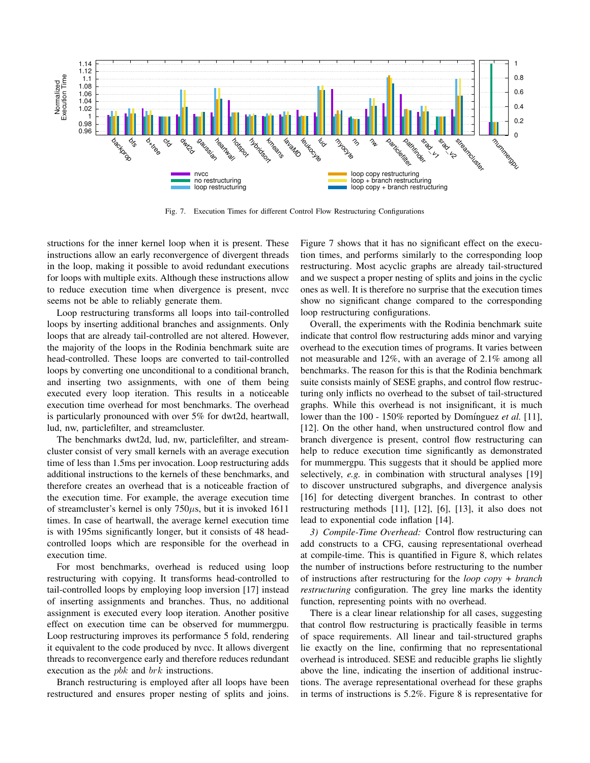Normalized Execution Time

1.14
1.12
1.1
1.08
1.06
1.04
1.02
1
0.98
0.96

backprop bfs b+tree cfd dwt2d gaussian heartwall hotspot hybridsort kmeans lavaMD leukocyte lud myocyte nn nw particlefilter pathfinder srad_v1 srad_v2 streamcluster

1
0.8
0.6
0.4
0.2
0

mummergpu

nvcc
no restructuring
loop restructuring
loop copy restructuring
loop + branch restructuring
loop copy + branch restructuring

Fig. 7. Execution Times for different Control Flow Restructuring Configurations

structions for the inner kernel loop when it is present. These instructions allow an early reconvergence of divergent threads in the loop, making it possible to avoid redundant executions for loops with multiple exits. Although these instructions allow to reduce execution time when divergence is present, nvcc seems not be able to reliably generate them.

Loop restructuring transforms all loops into tail-controlled loops by inserting additional branches and assignments. Only loops that are already tail-controlled are not altered. However, the majority of the loops in the Rodinia benchmark suite are head-controlled. These loops are converted to tail-controlled loops by converting one unconditional to a conditional branch, and inserting two assignments, with one of them being executed every loop iteration. This results in a noticeable execution time overhead for most benchmarks. The overhead is particularly pronounced with over 5% for dwt2d, heartwall, lud, nw, particlefilter, and streamcluster.

The benchmarks dwt2d, lud, nw, particlefilter, and streamcluster consist of very small kernels with an average execution time of less than 1.5ms per invocation. Loop restructuring adds additional instructions to the kernels of these benchmarks, and therefore creates an overhead that is a noticeable fraction of the execution time. For example, the average execution time of streamcluster's kernel is only 750$\mu$s, but it is invoked 1611 times. In case of heartwall, the average kernel execution time is with 195ms significantly longer, but it consists of 48 head-controlled loops which are responsible for the overhead in execution time.

For most benchmarks, overhead is reduced using loop restructuring with copying. It transforms head-controlled to tail-controlled loops by employing loop inversion [17] instead of inserting assignments and branches. Thus, no additional assignment is executed every loop iteration. Another positive effect on execution time can be observed for mummergpu. Loop restructuring improves its performance 5 fold, rendering it equivalent to the code produced by nvcc. It allows divergent threads to reconvergence early and therefore reduces redundant execution as the $pbk$ and $brk$ instructions.

Branch restructuring is employed after all loops have been restructured and ensures proper nesting of splits and joins. Figure 7 shows that it has no significant effect on the execution times, and performs similarly to the corresponding loop restructuring. Most acyclic graphs are already tail-structured and we suspect a proper nesting of splits and joins in the cyclic ones as well. It is therefore no surprise that the execution times show no significant change compared to the corresponding loop restructuring configurations.

Overall, the experiments with the Rodinia benchmark suite indicate that control flow restructuring adds minor and varying overhead to the execution times of programs. It varies between not measurable and 12%, with an average of 2.1% among all benchmarks. The reason for this is that the Rodinia benchmark suite consists mainly of SESE graphs, and control flow restructuring only inflicts no overhead to the subset of tail-structured graphs. While this overhead is not insignificant, it is much lower than the 100 - 150% reported by Domínguez *et al.* [11], [12]. On the other hand, when unstructured control flow and branch divergence is present, control flow restructuring can help to reduce execution time significantly as demonstrated for mummergpu. This suggests that it should be applied more selectively, *e.g.* in combination with structural analyses [19] to discover unstructured subgraphs, and divergence analysis [16] for detecting divergent branches. In contrast to other restructuring methods [11], [12], [6], [13], it also does not lead to exponential code inflation [14].

*3) Compile-Time Overhead:* Control flow restructuring can add constructs to a CFG, causing representational overhead at compile-time. This is quantified in Figure 8, which relates the number of instructions before restructuring to the number of instructions after restructuring for the *loop copy + branch restructuring* configuration. The grey line marks the identity function, representing points with no overhead.

There is a clear linear relationship for all cases, suggesting that control flow restructuring is practically feasible in terms of space requirements. All linear and tail-structured graphs lie exactly on the line, confirming that no representational overhead is introduced. SESE and reducible graphs lie slightly above the line, indicating the insertion of additional instructions. The average representational overhead for these graphs in terms of instructions is 5.2%. Figure 8 is representative for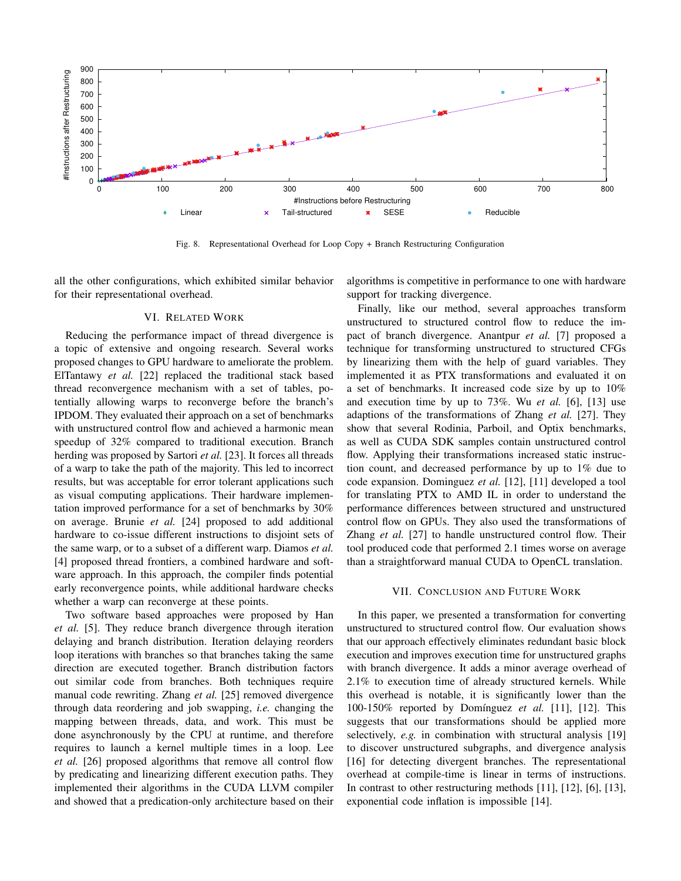900
800
700
600
500
400
300
200
100
0

#Instructions after Restructuring

0 100 200 300 400 500 600 700 800

#Instructions before Restructuring

Linear Tail-structured SESE Reducible

Fig. 8. Representational Overhead for Loop Copy + Branch Restructuring Configuration

all the other configurations, which exhibited similar behavior for their representational overhead.

## VI. Related Work

Reducing the performance impact of thread divergence is a topic of extensive and ongoing research. Several works proposed changes to GPU hardware to ameliorate the problem. ElTantawy *et al.* [22] replaced the traditional stack based thread reconvergence mechanism with a set of tables, potentially allowing warps to reconverge before the branch's IPDOM. They evaluated their approach on a set of benchmarks with unstructured control flow and achieved a harmonic mean speedup of 32% compared to traditional execution. Branch herding was proposed by Sartori *et al.* [23]. It forces all threads of a warp to take the path of the majority. This led to incorrect results, but was acceptable for error tolerant applications such as visual computing applications. Their hardware implementation improved performance for a set of benchmarks by 30% on average. Brunie *et al.* [24] proposed to add additional hardware to co-issue different instructions to disjoint sets of the same warp, or to a subset of a different warp. Diamos *et al.* [4] proposed thread frontiers, a combined hardware and software approach. In this approach, the compiler finds potential early reconvergence points, while additional hardware checks whether a warp can reconverge at these points.

Two software based approaches were proposed by Han *et al.* [5]. They reduce branch divergence through iteration delaying and branch distribution. Iteration delaying reorders loop iterations with branches so that branches taking the same direction are executed together. Branch distribution factors out similar code from branches. Both techniques require manual code rewriting. Zhang *et al.* [25] removed divergence through data reordering and job swapping, *i.e.* changing the mapping between threads, data, and work. This must be done asynchronously by the CPU at runtime, and therefore requires to launch a kernel multiple times in a loop. Lee *et al.* [26] proposed algorithms that remove all control flow by predicating and linearizing different execution paths. They implemented their algorithms in the CUDA LLVM compiler and showed that a predication-only architecture based on their algorithms is competitive in performance to one with hardware support for tracking divergence.

Finally, like our method, several approaches transform unstructured to structured control flow to reduce the impact of branch divergence. Anantpur *et al.* [7] proposed a technique for transforming unstructured to structured CFGs by linearizing them with the help of guard variables. They implemented it as PTX transformations and evaluated it on a set of benchmarks. It increased code size by up to 10% and execution time by up to 73%. Wu *et al.* [6], [13] use adaptions of the transformations of Zhang *et al.* [27]. They show that several Rodinia, Parboil, and Optix benchmarks, as well as CUDA SDK samples contain unstructured control flow. Applying their transformations increased static instruction count, and decreased performance by up to 1% due to code expansion. Dominguez *et al.* [12], [11] developed a tool for translating PTX to AMD IL in order to understand the performance differences between structured and unstructured control flow on GPUs. They also used the transformations of Zhang *et al.* [27] to handle unstructured control flow. Their tool produced code that performed 2.1 times worse on average than a straightforward manual CUDA to OpenCL translation.

## VII. Conclusion and Future Work

In this paper, we presented a transformation for converting unstructured to structured control flow. Our evaluation shows that our approach effectively eliminates redundant basic block execution and improves execution time for unstructured graphs with branch divergence. It adds a minor average overhead of 2.1% to execution time of already structured kernels. While this overhead is notable, it is significantly lower than the 100-150% reported by Domínguez *et al.* [11], [12]. This suggests that our transformations should be applied more selectively, *e.g.* in combination with structural analysis [19] to discover unstructured subgraphs, and divergence analysis [16] for detecting divergent branches. The representational overhead at compile-time is linear in terms of instructions. In contrast to other restructuring methods [11], [12], [6], [13], exponential code inflation is impossible [14].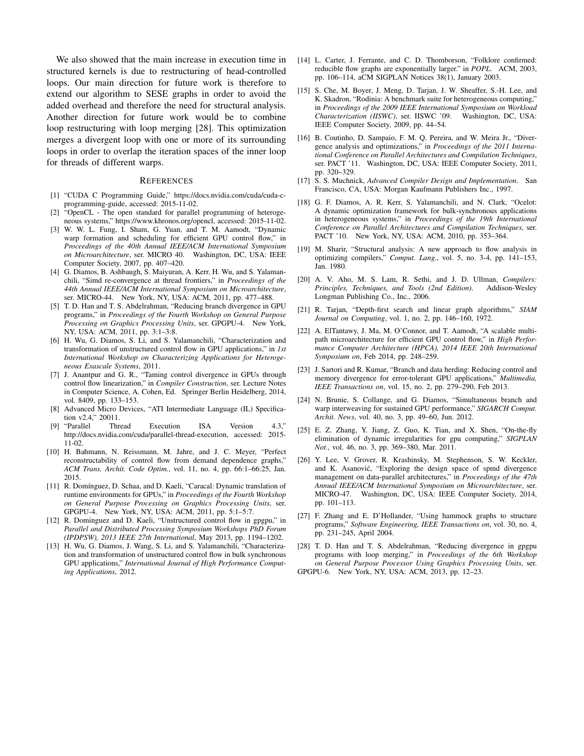We also showed that the main increase in execution time in structured kernels is due to restructuring of head-controlled loops. Our main direction for future work is therefore to extend our algorithm to SESE graphs in order to avoid the added overhead and therefore the need for structural analysis. Another direction for future work would be to combine loop restructuring with loop merging [28]. This optimization merges a divergent loop with one or more of its surrounding loops in order to overlap the iteration spaces of the inner loop for threads of different warps.

## References

[1] "CUDA C Programming Guide," https://docs.nvidia.com/cuda/cuda-c-programming-guide, accessed: 2015-11-02.

[2] "OpenCL - The open standard for parallel programming of heterogeneous systems," https://www.khronos.org/opencl, accessed: 2015-11-02.

[3] W. W. L. Fung, I. Sham, G. Yuan, and T. M. Aamodt, "Dynamic warp formation and scheduling for efficient GPU control flow," in *Proceedings of the 40th Annual IEEE/ACM International Symposium on Microarchitecture*, ser. MICRO 40. Washington, DC, USA: IEEE Computer Society, 2007, pp. 407–420.

[4] G. Diamos, B. Ashbaugh, S. Maiyuran, A. Kerr, H. Wu, and S. Yalamanchili, "Simd re-convergence at thread frontiers," in *Proceedings of the 44th Annual IEEE/ACM International Symposium on Microarchitecture*, ser. MICRO-44. New York, NY, USA: ACM, 2011, pp. 477–488.

[5] T. D. Han and T. S. Abdelrahman, "Reducing branch divergence in GPU programs," in *Proceedings of the Fourth Workshop on General Purpose Processing on Graphics Processing Units*, ser. GPGPU-4. New York, NY, USA: ACM, 2011, pp. 3:1–3:8.

[6] H. Wu, G. Diamos, S. Li, and S. Yalamanchili, "Characterization and transformation of unstructured control flow in GPU applications," in *1st International Workshop on Characterizing Applications for Heterogeneous Exascale Systems*, 2011.

[7] J. Anantpur and G. R., "Taming control divergence in GPUs through control flow linearization," in *Compiler Construction*, ser. Lecture Notes in Computer Science, A. Cohen, Ed. Springer Berlin Heidelberg, 2014, vol. 8409, pp. 133–153.

[8] Advanced Micro Devices, "ATI Intermediate Language (IL) Specification v2.4," 20011.

[9] "Parallel Thread Execution ISA Version 4.3," http://docs.nvidia.com/cuda/parallel-thread-execution, accessed: 2015-11-02.

[10] H. Bahmann, N. Reissmann, M. Jahre, and J. C. Meyer, "Perfect reconstructability of control flow from demand dependence graphs," *ACM Trans. Archit. Code Optim.*, vol. 11, no. 4, pp. 66:1–66:25, Jan. 2015.

[11] R. Domínguez, D. Schaa, and D. Kaeli, "Caracal: Dynamic translation of runtime environments for GPUs," in *Proceedings of the Fourth Workshop on General Purpose Processing on Graphics Processing Units*, ser. GPGPU-4. New York, NY, USA: ACM, 2011, pp. 5:1–5:7.

[12] R. Dominguez and D. Kaeli, "Unstructured control flow in gpgpu," in *Parallel and Distributed Processing Symposium Workshops PhD Forum (IPDPSW), 2013 IEEE 27th International*, May 2013, pp. 1194–1202.

[13] H. Wu, G. Diamos, J. Wang, S. Li, and S. Yalamanchili, "Characterization and transformation of unstructured control flow in bulk synchronous GPU applications," *International Journal of High Performance Computing Applications*, 2012.

[14] L. Carter, J. Ferrante, and C. D. Thomborson, "Folklore confirmed: reducible flow graphs are exponentially larger." in *POPL*. ACM, 2003, pp. 106–114, aCM SIGPLAN Notices 38(1), January 2003.

[15] S. Che, M. Boyer, J. Meng, D. Tarjan, J. W. Sheaffer, S.-H. Lee, and K. Skadron, "Rodinia: A benchmark suite for heterogeneous computing," in *Proceedings of the 2009 IEEE International Symposium on Workload Characterization (IISWC)*, ser. IISWC '09. Washington, DC, USA: IEEE Computer Society, 2009, pp. 44–54.

[16] B. Coutinho, D. Sampaio, F. M. Q. Pereira, and W. Meira Jr., "Divergence analysis and optimizations," in *Proceedings of the 2011 International Conference on Parallel Architectures and Compilation Techniques*, ser. PACT '11. Washington, DC, USA: IEEE Computer Society, 2011, pp. 320–329.

[17] S. S. Muchnick, *Advanced Compiler Design and Implementation*. San Francisco, CA, USA: Morgan Kaufmann Publishers Inc., 1997.

[18] G. F. Diamos, A. R. Kerr, S. Yalamanchili, and N. Clark, "Ocelot: A dynamic optimization framework for bulk-synchronous applications in heterogeneous systems," in *Proceedings of the 19th International Conference on Parallel Architectures and Compilation Techniques*, ser. PACT '10. New York, NY, USA: ACM, 2010, pp. 353–364.

[19] M. Sharir, "Structural analysis: A new approach to flow analysis in optimizing compilers," *Comput. Lang.*, vol. 5, no. 3-4, pp. 141–153, Jan. 1980.

[20] A. V. Aho, M. S. Lam, R. Sethi, and J. D. Ullman, *Compilers: Principles, Techniques, and Tools (2nd Edition)*. Addison-Wesley Longman Publishing Co., Inc., 2006.

[21] R. Tarjan, "Depth-first search and linear graph algorithms," *SIAM Journal on Computing*, vol. 1, no. 2, pp. 146–160, 1972.

[22] A. ElTantawy, J. Ma, M. O'Connor, and T. Aamodt, "A scalable multipath microarchitecture for efficient GPU control flow," in *High Performance Computer Architecture (HPCA), 2014 IEEE 20th International Symposium on*, Feb 2014, pp. 248–259.

[23] J. Sartori and R. Kumar, "Branch and data herding: Reducing control and memory divergence for error-tolerant GPU applications," *Multimedia, IEEE Transactions on*, vol. 15, no. 2, pp. 279–290, Feb 2013.

[24] N. Brunie, S. Collange, and G. Diamos, "Simultaneous branch and warp interweaving for sustained GPU performance," *SIGARCH Comput. Archit. News*, vol. 40, no. 3, pp. 49–60, Jun. 2012.

[25] E. Z. Zhang, Y. Jiang, Z. Guo, K. Tian, and X. Shen, "On-the-fly elimination of dynamic irregularities for gpu computing," *SIGPLAN Not.*, vol. 46, no. 3, pp. 369–380, Mar. 2011.

[26] Y. Lee, V. Grover, R. Krashinsky, M. Stephenson, S. W. Keckler, and K. Asanović, "Exploring the design space of spmd divergence management on data-parallel architectures," in *Proceedings of the 47th Annual IEEE/ACM International Symposium on Microarchitecture*, ser. MICRO-47. Washington, DC, USA: IEEE Computer Society, 2014, pp. 101–113.

[27] F. Zhang and E. D'Hollander, "Using hammock graphs to structure programs," *Software Engineering, IEEE Transactions on*, vol. 30, no. 4, pp. 231–245, April 2004.

[28] T. D. Han and T. S. Abdelrahman, "Reducing divergence in gpgpu programs with loop merging," in *Proceedings of the 6th Workshop on General Purpose Processor Using Graphics Processing Units*, ser. GPGPU-6. New York, NY, USA: ACM, 2013, pp. 12–23.